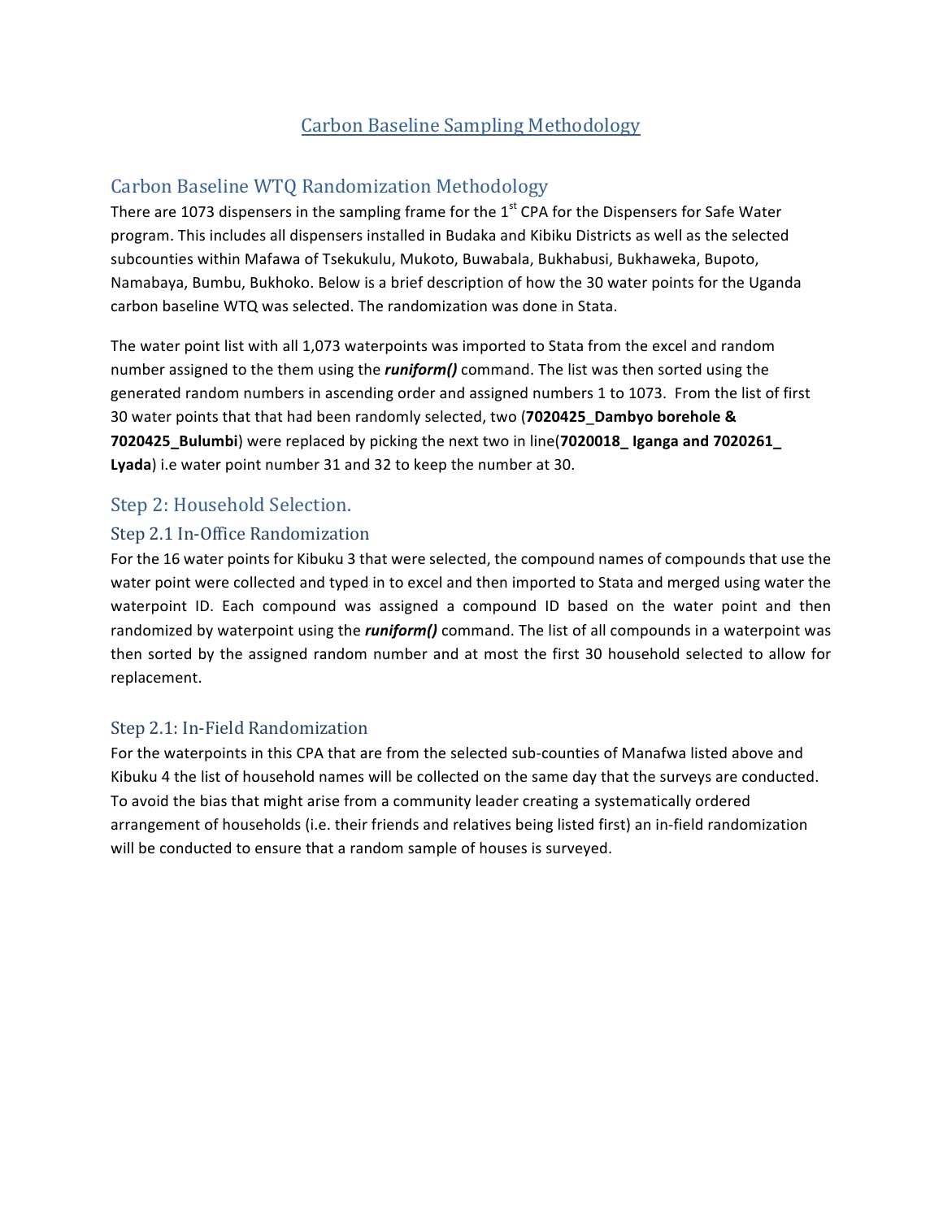# Carbon Baseline Sampling Methodology

## Carbon Baseline WTQ Randomization Methodology

There are 1073 dispensers in the sampling frame for the 1st CPA for the Dispensers for Safe Water program. This includes all dispensers installed in Budaka and Kibiku Districts as well as the selected subcounties within Mafawa of Tsekukulu, Mukoto, Buwabala, Bukhabusi, Bukhaweka, Bupoto, Namabaya, Bumbu, Bukhoko. Below is a brief description of how the 30 water points for the Uganda carbon baseline WTQ was selected. The randomization was done in Stata.

The water point list with all 1,073 waterpoints was imported to Stata from the excel and random number assigned to the them using the ***runiform()*** command. The list was then sorted using the generated random numbers in ascending order and assigned numbers 1 to 1073. From the list of first 30 water points that that had been randomly selected, two (**7020425_Dambyo borehole & 7020425_Bulumbi**) were replaced by picking the next two in line(**7020018_ Iganga and 7020261_ Lyada**) i.e water point number 31 and 32 to keep the number at 30.

## Step 2: Household Selection.

### Step 2.1 In-Office Randomization

For the 16 water points for Kibuku 3 that were selected, the compound names of compounds that use the water point were collected and typed in to excel and then imported to Stata and merged using water the waterpoint ID. Each compound was assigned a compound ID based on the water point and then randomized by waterpoint using the ***runiform()*** command. The list of all compounds in a waterpoint was then sorted by the assigned random number and at most the first 30 household selected to allow for replacement.

### Step 2.1: In-Field Randomization

For the waterpoints in this CPA that are from the selected sub-counties of Manafwa listed above and Kibuku 4 the list of household names will be collected on the same day that the surveys are conducted. To avoid the bias that might arise from a community leader creating a systematically ordered arrangement of households (i.e. their friends and relatives being listed first) an in-field randomization will be conducted to ensure that a random sample of houses is surveyed.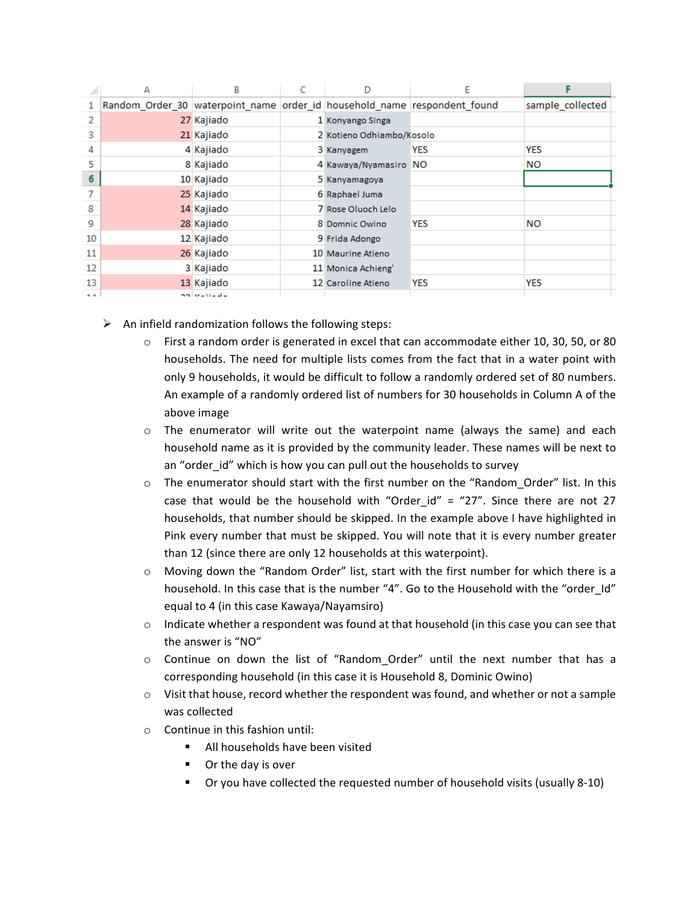| Random_Order_30 | waterpoint_name | order_id | household_name | respondent_found | sample_collected |
|---|---|---|---|---|---|
| 27 | Kajiado | 1 | Konyango Singa | | |
| 21 | Kajiado | 2 | Kotieno Odhiambo/Kosolo | | |
| 4 | Kajiado | 3 | Kanyagem | YES | YES |
| 8 | Kajiado | 4 | Kawaya/Nyamasiro | NO | NO |
| 10 | Kajiado | 5 | Kanyamagoya | | |
| 25 | Kajiado | 6 | Raphael Juma | | |
| 14 | Kajiado | 7 | Rose Oluoch Lelo | | |
| 28 | Kajiado | 8 | Domnic Owino | YES | NO |
| 12 | Kajiado | 9 | Frida Adongo | | |
| 26 | Kajiado | 10 | Maurine Atieno | | |
| 3 | Kajiado | 11 | Monica Achieng' | | |
| 13 | Kajiado | 12 | Caroline Atieno | YES | YES |

- An infield randomization follows the following steps:
  - First a random order is generated in excel that can accommodate either 10, 30, 50, or 80 households. The need for multiple lists comes from the fact that in a water point with only 9 households, it would be difficult to follow a randomly ordered set of 80 numbers. An example of a randomly ordered list of numbers for 30 households in Column A of the above image
  - The enumerator will write out the waterpoint name (always the same) and each household name as it is provided by the community leader. These names will be next to an "order_id" which is how you can pull out the households to survey
  - The enumerator should start with the first number on the "Random_Order" list. In this case that would be the household with "Order_id" = "27". Since there are not 27 households, that number should be skipped. In the example above I have highlighted in Pink every number that must be skipped. You will note that it is every number greater than 12 (since there are only 12 households at this waterpoint).
  - Moving down the "Random Order" list, start with the first number for which there is a household. In this case that is the number "4". Go to the Household with the "order_Id" equal to 4 (in this case Kawaya/Nayamsiro)
  - Indicate whether a respondent was found at that household (in this case you can see that the answer is "NO"
  - Continue on down the list of "Random_Order" until the next number that has a corresponding household (in this case it is Household 8, Dominic Owino)
  - Visit that house, record whether the respondent was found, and whether or not a sample was collected
  - Continue in this fashion until:
    - All households have been visited
    - Or the day is over
    - Or you have collected the requested number of household visits (usually 8-10)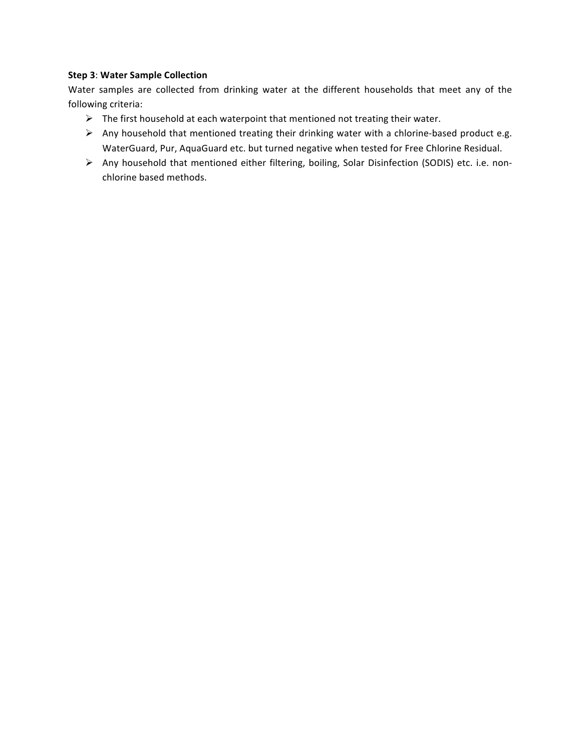**Step 3**: **Water Sample Collection**

Water samples are collected from drinking water at the different households that meet any of the following criteria:

- The first household at each waterpoint that mentioned not treating their water.
- Any household that mentioned treating their drinking water with a chlorine-based product e.g. WaterGuard, Pur, AquaGuard etc. but turned negative when tested for Free Chlorine Residual.
- Any household that mentioned either filtering, boiling, Solar Disinfection (SODIS) etc. i.e. non-chlorine based methods.